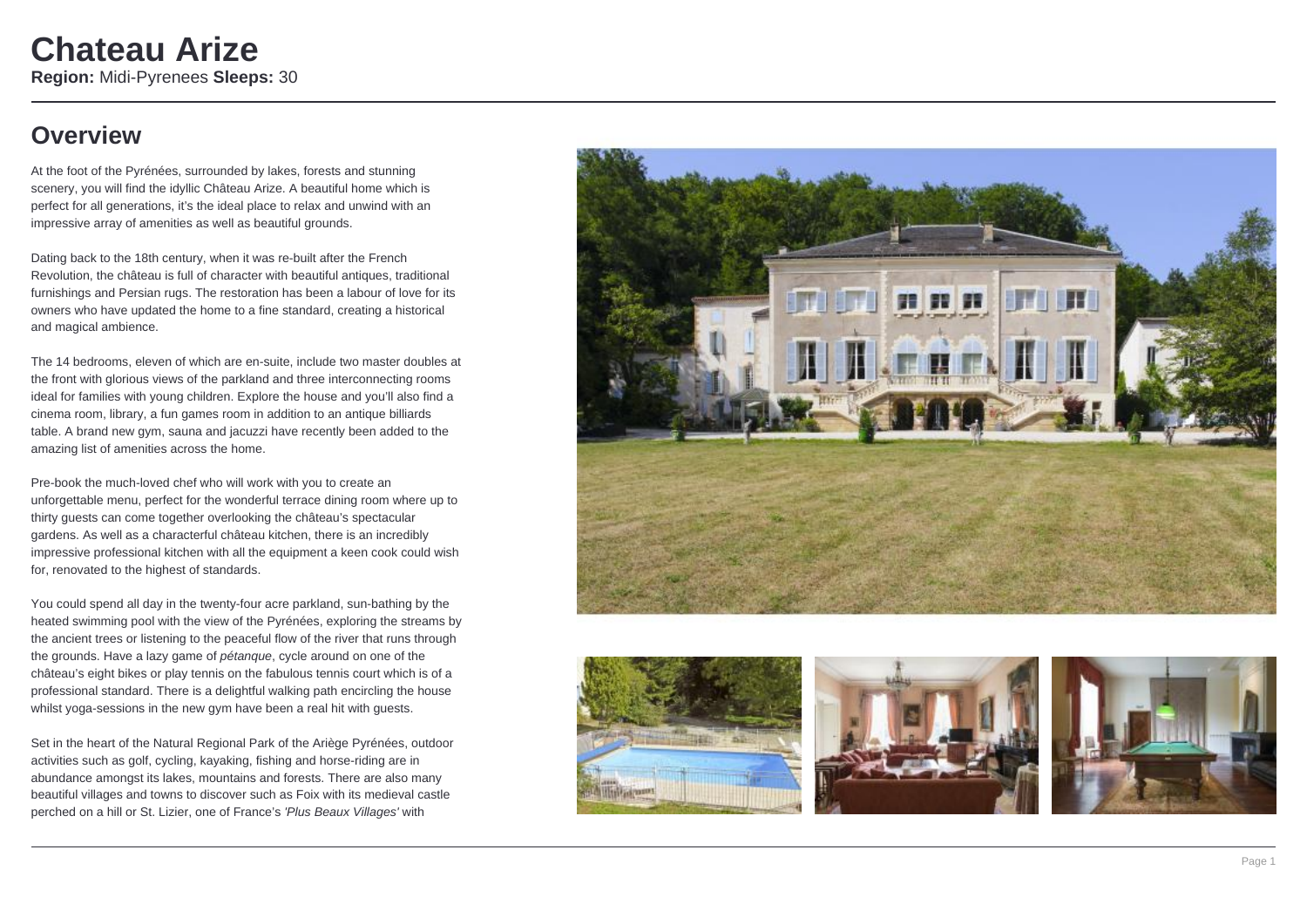# Chateau Arize

**Region:** Midi-Pyrenees **Sleeps:** 30

## Overview

At the foot of the Pyrénées, surrounded by lakes, forests and stunning scenery, you will find the idyllic Château Arize. A beautiful home which is perfect for all generations, it's the ideal place to relax and unwind with an impressive array of amenities as well as beautiful grounds.

Dating back to the 18th century, when it was re-built after the French Revolution, the château is full of character with beautiful antiques, traditional furnishings and Persian rugs. The restoration has been a labour of love for its owners who have updated the home to a fine standard, creating a historical and magical ambience.

The 14 bedrooms, eleven of which are en-suite, include two master doubles at the front with glorious views of the parkland and three interconnecting rooms ideal for families with young children. Explore the house and you'll also find a cinema room, library, a fun games room in addition to an antique billiards table. A brand new gym, sauna and jacuzzi have recently been added to the amazing list of amenities across the home.

Pre-book the much-loved chef who will work with you to create an unforgettable menu, perfect for the wonderful terrace dining room where up to thirty guests can come together overlooking the château's spectacular gardens. As well as a characterful château kitchen, there is an incredibly impressive professional kitchen with all the equipment a keen cook could wish for, renovated to the highest of standards.

You could spend all day in the twenty-four acre parkland, sun-bathing by the heated swimming pool with the view of the Pyrénées, exploring the streams by the ancient trees or listening to the peaceful flow of the river that runs through the grounds. Have a lazy game of *pétanque*, cycle around on one of the château's eight bikes or play tennis on the fabulous tennis court which is of a professional standard. There is a delightful walking path encircling the house whilst yoga-sessions in the new gym have been a real hit with guests.

Set in the heart of the Natural Regional Park of the Ariège Pyrénées, outdoor activities such as golf, cycling, kayaking, fishing and horse-riding are in abundance amongst its lakes, mountains and forests. There are also many beautiful villages and towns to discover such as Foix with its medieval castle perched on a hill or St. Lizier, one of France's *'Plus Beaux Villages'* with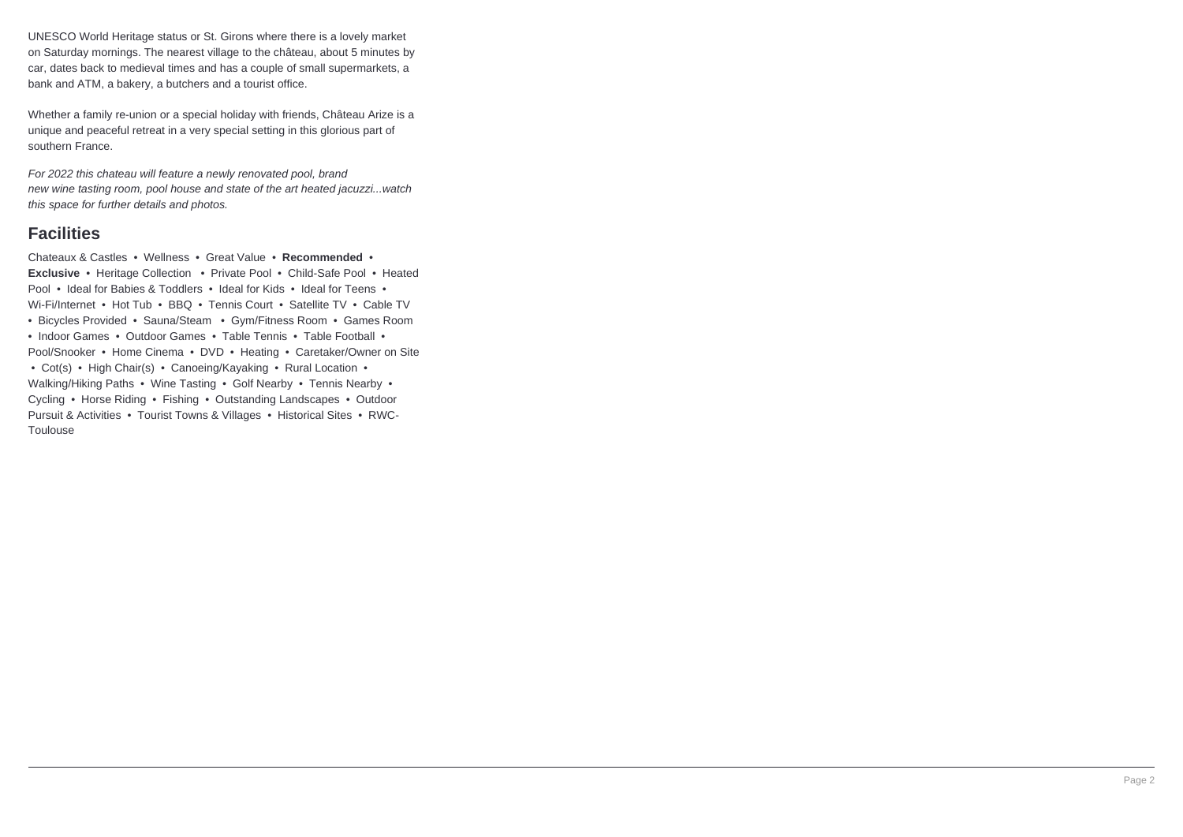UNESCO World Heritage status or St. Girons where there is a lovely market on Saturday mornings. The nearest village to the château, about 5 minutes by car, dates back to medieval times and has a couple of small supermarkets, a bank and ATM, a bakery, a butchers and a tourist office.

Whether a family re-union or a special holiday with friends, Château Arize is a unique and peaceful retreat in a very special setting in this glorious part of southern France.

*For 2022 this chateau will feature a newly renovated pool, brand new wine tasting room, pool house and state of the art heated jacuzzi...watch this space for further details and photos.*

## Facilities

Chateaux & Castles • Wellness • Great Value • **Recommended** • **Exclusive** • Heritage Collection • Private Pool • Child-Safe Pool • Heated Pool • Ideal for Babies & Toddlers • Ideal for Kids • Ideal for Teens • Wi-Fi/Internet • Hot Tub • BBQ • Tennis Court • Satellite TV • Cable TV • Bicycles Provided • Sauna/Steam • Gym/Fitness Room • Games Room • Indoor Games • Outdoor Games • Table Tennis • Table Football • Pool/Snooker • Home Cinema • DVD • Heating • Caretaker/Owner on Site • Cot(s) • High Chair(s) • Canoeing/Kayaking • Rural Location • Walking/Hiking Paths • Wine Tasting • Golf Nearby • Tennis Nearby • Cycling • Horse Riding • Fishing • Outstanding Landscapes • Outdoor Pursuit & Activities • Tourist Towns & Villages • Historical Sites • RWC-Toulouse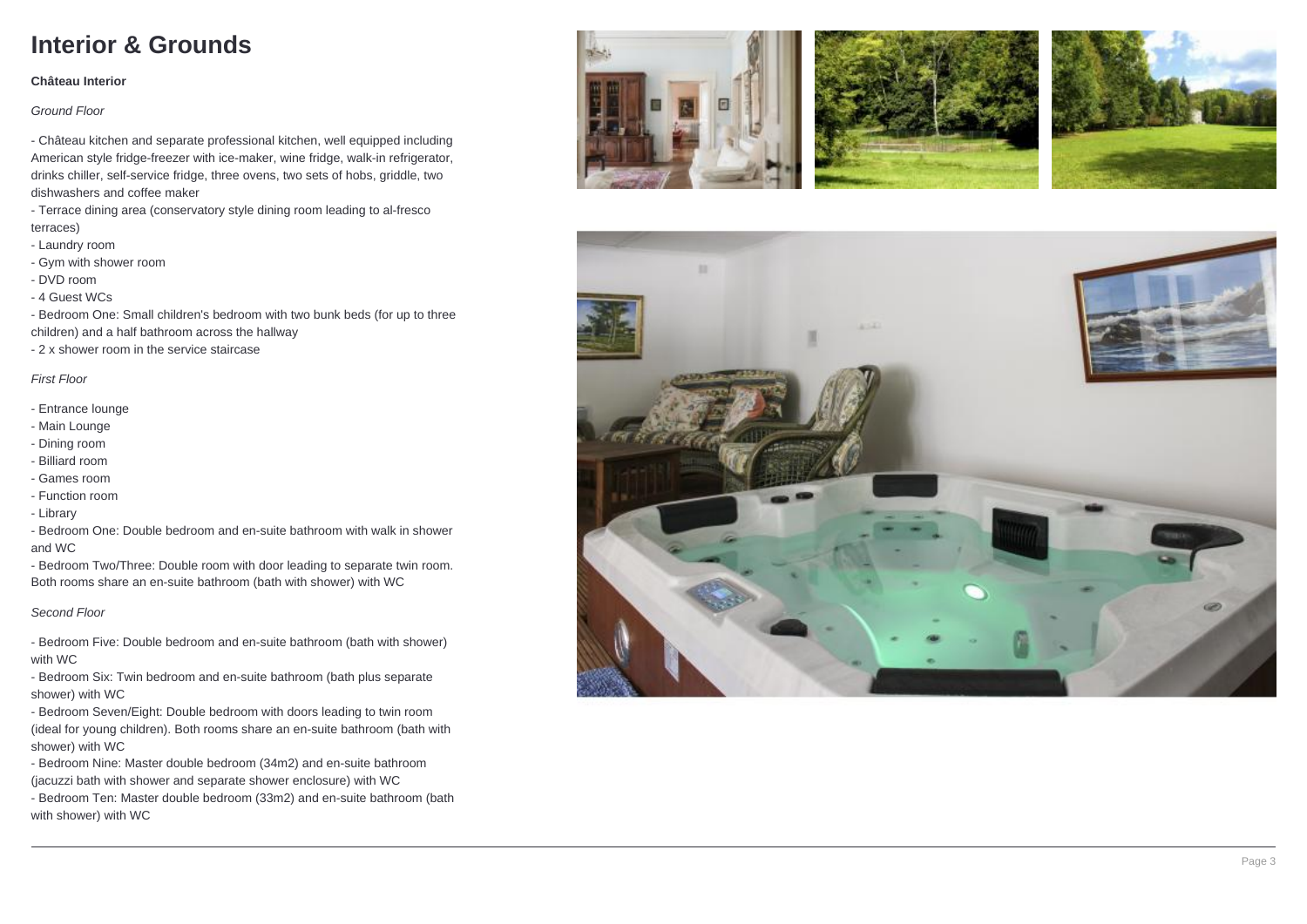# Interior & Grounds

**Château Interior**

*Ground Floor*

- Château kitchen and separate professional kitchen, well equipped including American style fridge-freezer with ice-maker, wine fridge, walk-in refrigerator, drinks chiller, self-service fridge, three ovens, two sets of hobs, griddle, two dishwashers and coffee maker
- Terrace dining area (conservatory style dining room leading to al-fresco terraces)
- Laundry room
- Gym with shower room
- DVD room
- 4 Guest WCs
- Bedroom One: Small children's bedroom with two bunk beds (for up to three children) and a half bathroom across the hallway
- 2 x shower room in the service staircase

*First Floor*

- Entrance lounge
- Main Lounge
- Dining room
- Billiard room
- Games room
- Function room
- Library
- Bedroom One: Double bedroom and en-suite bathroom with walk in shower and WC
- Bedroom Two/Three: Double room with door leading to separate twin room. Both rooms share an en-suite bathroom (bath with shower) with WC

*Second Floor*

- Bedroom Five: Double bedroom and en-suite bathroom (bath with shower) with WC
- Bedroom Six: Twin bedroom and en-suite bathroom (bath plus separate shower) with WC
- Bedroom Seven/Eight: Double bedroom with doors leading to twin room (ideal for young children). Both rooms share an en-suite bathroom (bath with shower) with WC
- Bedroom Nine: Master double bedroom (34m2) and en-suite bathroom (jacuzzi bath with shower and separate shower enclosure) with WC
- Bedroom Ten: Master double bedroom (33m2) and en-suite bathroom (bath with shower) with WC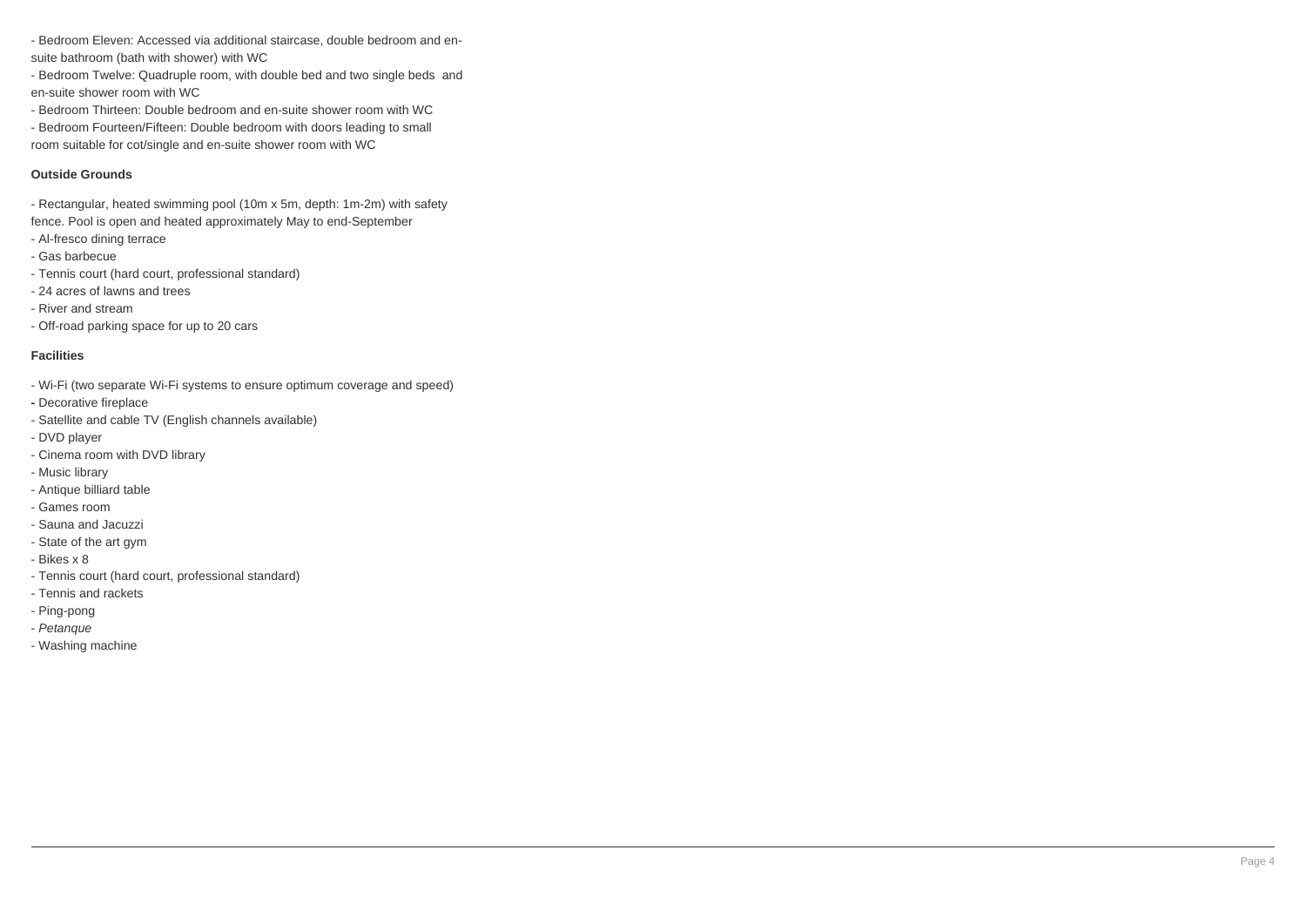- Bedroom Eleven: Accessed via additional staircase, double bedroom and en-suite bathroom (bath with shower) with WC
- Bedroom Twelve: Quadruple room, with double bed and two single beds and en-suite shower room with WC
- Bedroom Thirteen: Double bedroom and en-suite shower room with WC
- Bedroom Fourteen/Fifteen: Double bedroom with doors leading to small room suitable for cot/single and en-suite shower room with WC

**Outside Grounds**

- Rectangular, heated swimming pool (10m x 5m, depth: 1m-2m) with safety fence. Pool is open and heated approximately May to end-September
- Al-fresco dining terrace
- Gas barbecue
- Tennis court (hard court, professional standard)
- 24 acres of lawns and trees
- River and stream
- Off-road parking space for up to 20 cars

**Facilities**

- Wi-Fi (two separate Wi-Fi systems to ensure optimum coverage and speed)
- Decorative fireplace
- Satellite and cable TV (English channels available)
- DVD player
- Cinema room with DVD library
- Music library
- Antique billiard table
- Games room
- Sauna and Jacuzzi
- State of the art gym
- Bikes x 8
- Tennis court (hard court, professional standard)
- Tennis and rackets
- Ping-pong
- *Petanque*
- Washing machine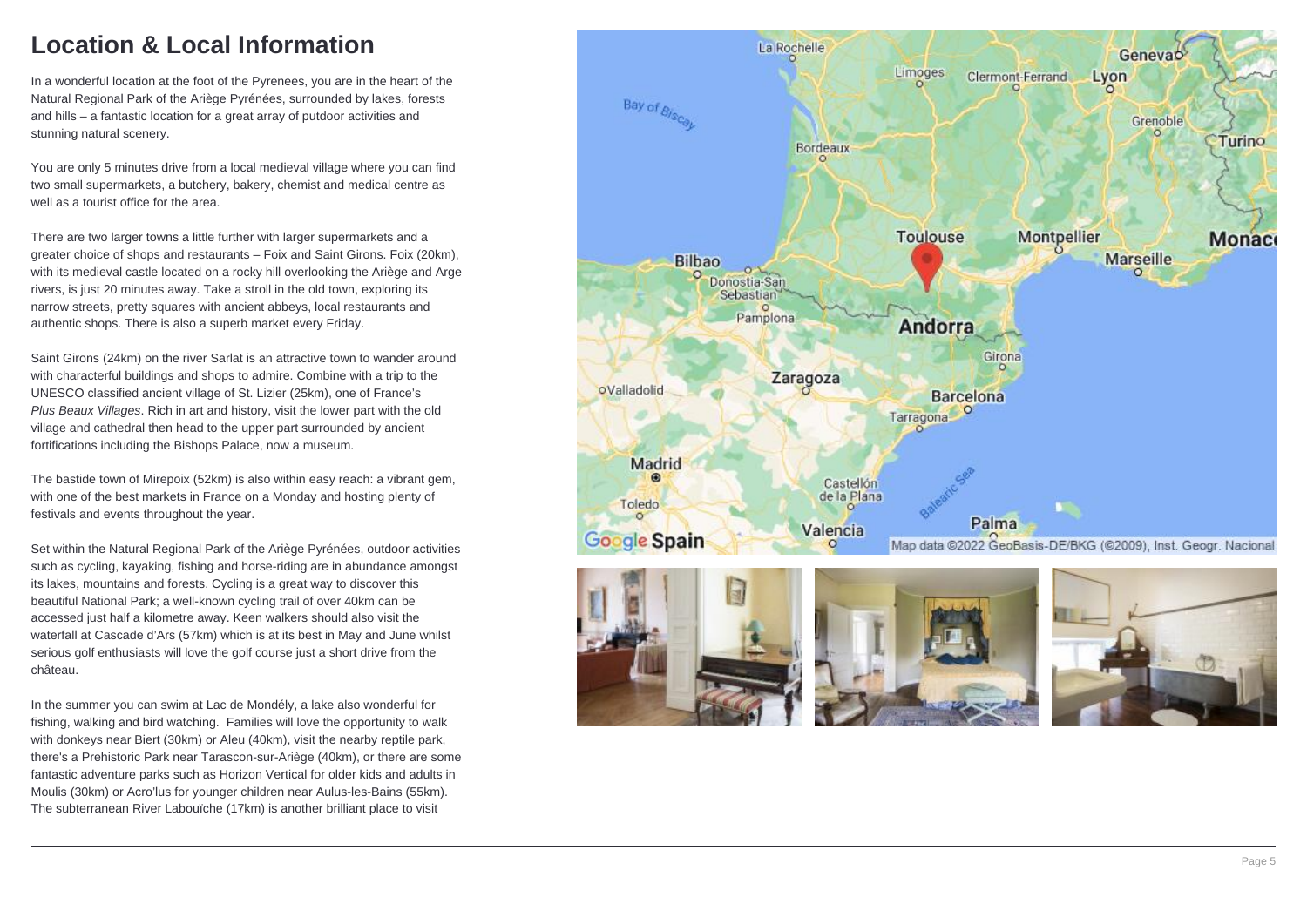# Location & Local Information

In a wonderful location at the foot of the Pyrenees, you are in the heart of the Natural Regional Park of the Ariège Pyrénées, surrounded by lakes, forests and hills – a fantastic location for a great array of putdoor activities and stunning natural scenery.

You are only 5 minutes drive from a local medieval village where you can find two small supermarkets, a butchery, bakery, chemist and medical centre as well as a tourist office for the area.

There are two larger towns a little further with larger supermarkets and a greater choice of shops and restaurants – Foix and Saint Girons. Foix (20km), with its medieval castle located on a rocky hill overlooking the Ariège and Arge rivers, is just 20 minutes away. Take a stroll in the old town, exploring its narrow streets, pretty squares with ancient abbeys, local restaurants and authentic shops. There is also a superb market every Friday.

Saint Girons (24km) on the river Sarlat is an attractive town to wander around with characterful buildings and shops to admire. Combine with a trip to the UNESCO classified ancient village of St. Lizier (25km), one of France's *Plus Beaux Villages*. Rich in art and history, visit the lower part with the old village and cathedral then head to the upper part surrounded by ancient fortifications including the Bishops Palace, now a museum.

The bastide town of Mirepoix (52km) is also within easy reach: a vibrant gem, with one of the best markets in France on a Monday and hosting plenty of festivals and events throughout the year.

Set within the Natural Regional Park of the Ariège Pyrénées, outdoor activities such as cycling, kayaking, fishing and horse-riding are in abundance amongst its lakes, mountains and forests. Cycling is a great way to discover this beautiful National Park; a well-known cycling trail of over 40km can be accessed just half a kilometre away. Keen walkers should also visit the waterfall at Cascade d'Ars (57km) which is at its best in May and June whilst serious golf enthusiasts will love the golf course just a short drive from the château.

In the summer you can swim at Lac de Mondély, a lake also wonderful for fishing, walking and bird watching. Families will love the opportunity to walk with donkeys near Biert (30km) or Aleu (40km), visit the nearby reptile park, there's a Prehistoric Park near Tarascon-sur-Ariège (40km), or there are some fantastic adventure parks such as Horizon Vertical for older kids and adults in Moulis (30km) or Acro'lus for younger children near Aulus-les-Bains (55km). The subterranean River Labouïche (17km) is another brilliant place to visit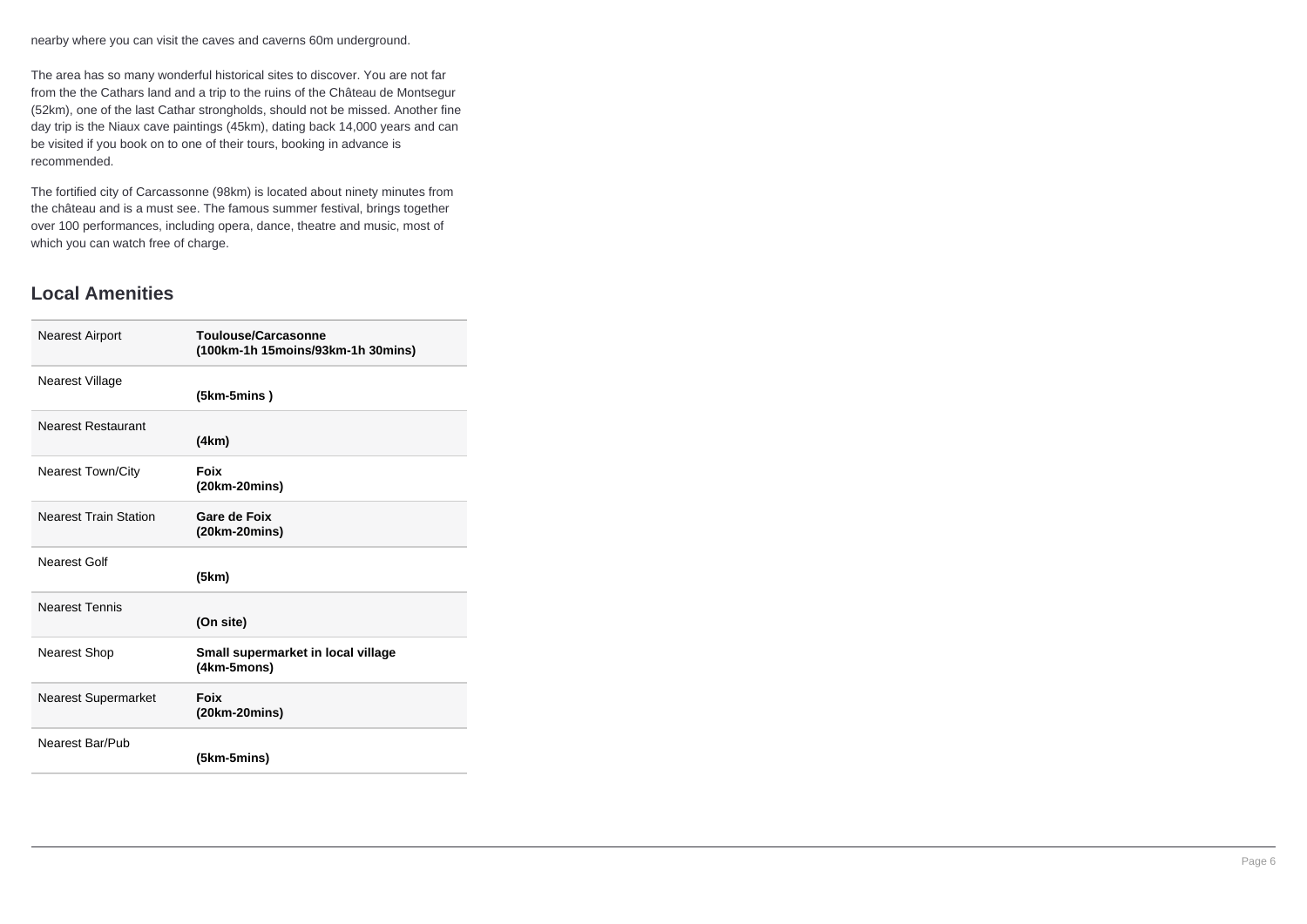nearby where you can visit the caves and caverns 60m underground.

The area has so many wonderful historical sites to discover. You are not far from the the Cathars land and a trip to the ruins of the Château de Montsegur (52km), one of the last Cathar strongholds, should not be missed. Another fine day trip is the Niaux cave paintings (45km), dating back 14,000 years and can be visited if you book on to one of their tours, booking in advance is recommended.

The fortified city of Carcassonne (98km) is located about ninety minutes from the château and is a must see. The famous summer festival, brings together over 100 performances, including opera, dance, theatre and music, most of which you can watch free of charge.

## Local Amenities

| | |
|---|---|
| Nearest Airport | **Toulouse/Carcasonne (100km-1h 15moins/93km-1h 30mins)** |
| Nearest Village | **(5km-5mins )** |
| Nearest Restaurant | **(4km)** |
| Nearest Town/City | **Foix (20km-20mins)** |
| Nearest Train Station | **Gare de Foix (20km-20mins)** |
| Nearest Golf | **(5km)** |
| Nearest Tennis | **(On site)** |
| Nearest Shop | **Small supermarket in local village (4km-5mons)** |
| Nearest Supermarket | **Foix (20km-20mins)** |
| Nearest Bar/Pub | **(5km-5mins)** |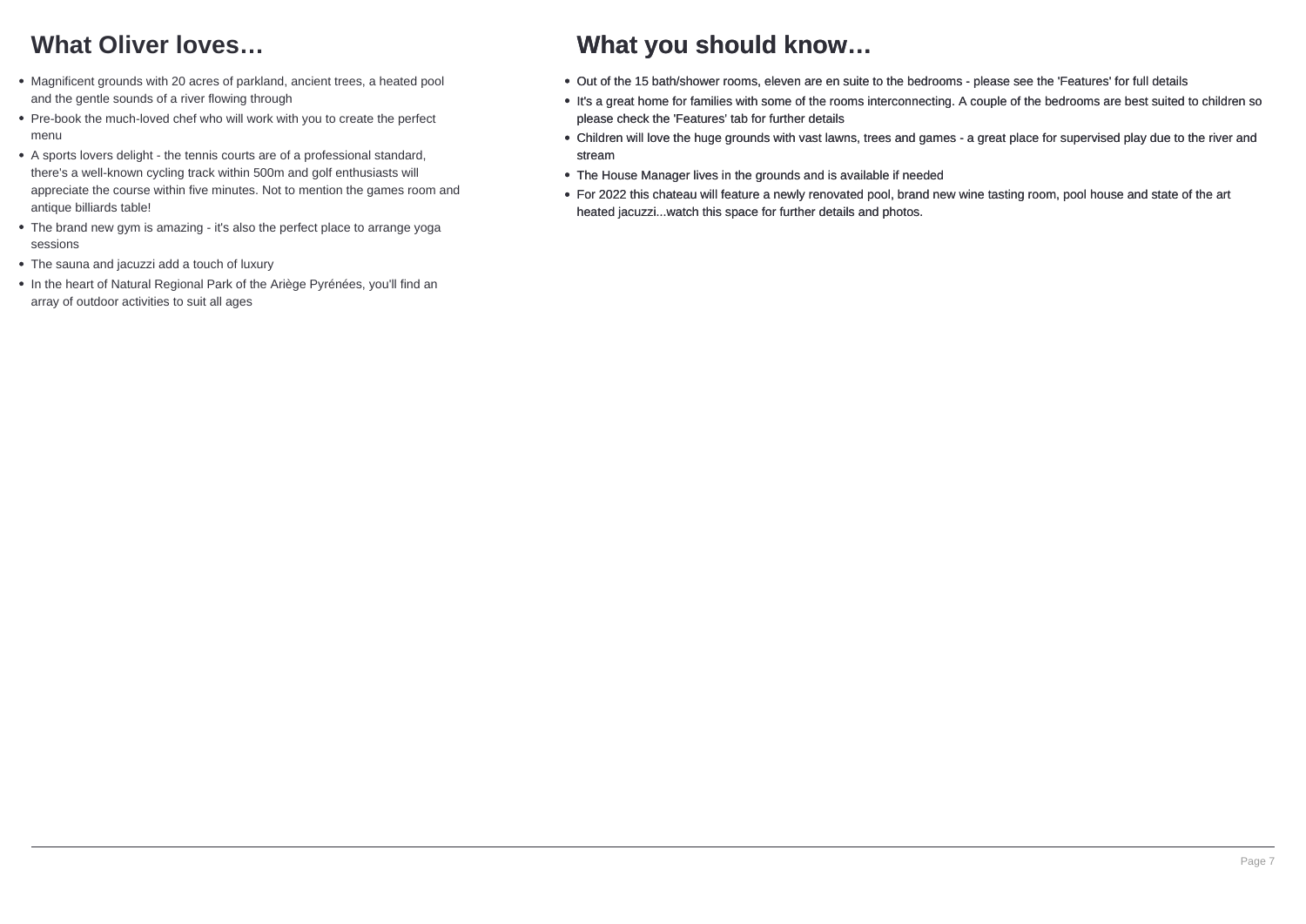## What Oliver loves…

- Magnificent grounds with 20 acres of parkland, ancient trees, a heated pool and the gentle sounds of a river flowing through
- Pre-book the much-loved chef who will work with you to create the perfect menu
- A sports lovers delight - the tennis courts are of a professional standard, there's a well-known cycling track within 500m and golf enthusiasts will appreciate the course within five minutes. Not to mention the games room and antique billiards table!
- The brand new gym is amazing - it's also the perfect place to arrange yoga sessions
- The sauna and jacuzzi add a touch of luxury
- In the heart of Natural Regional Park of the Ariège Pyrénées, you'll find an array of outdoor activities to suit all ages

## What you should know…

- Out of the 15 bath/shower rooms, eleven are en suite to the bedrooms - please see the 'Features' for full details
- It's a great home for families with some of the rooms interconnecting. A couple of the bedrooms are best suited to children so please check the 'Features' tab for further details
- Children will love the huge grounds with vast lawns, trees and games - a great place for supervised play due to the river and stream
- The House Manager lives in the grounds and is available if needed
- For 2022 this chateau will feature a newly renovated pool, brand new wine tasting room, pool house and state of the art heated jacuzzi...watch this space for further details and photos.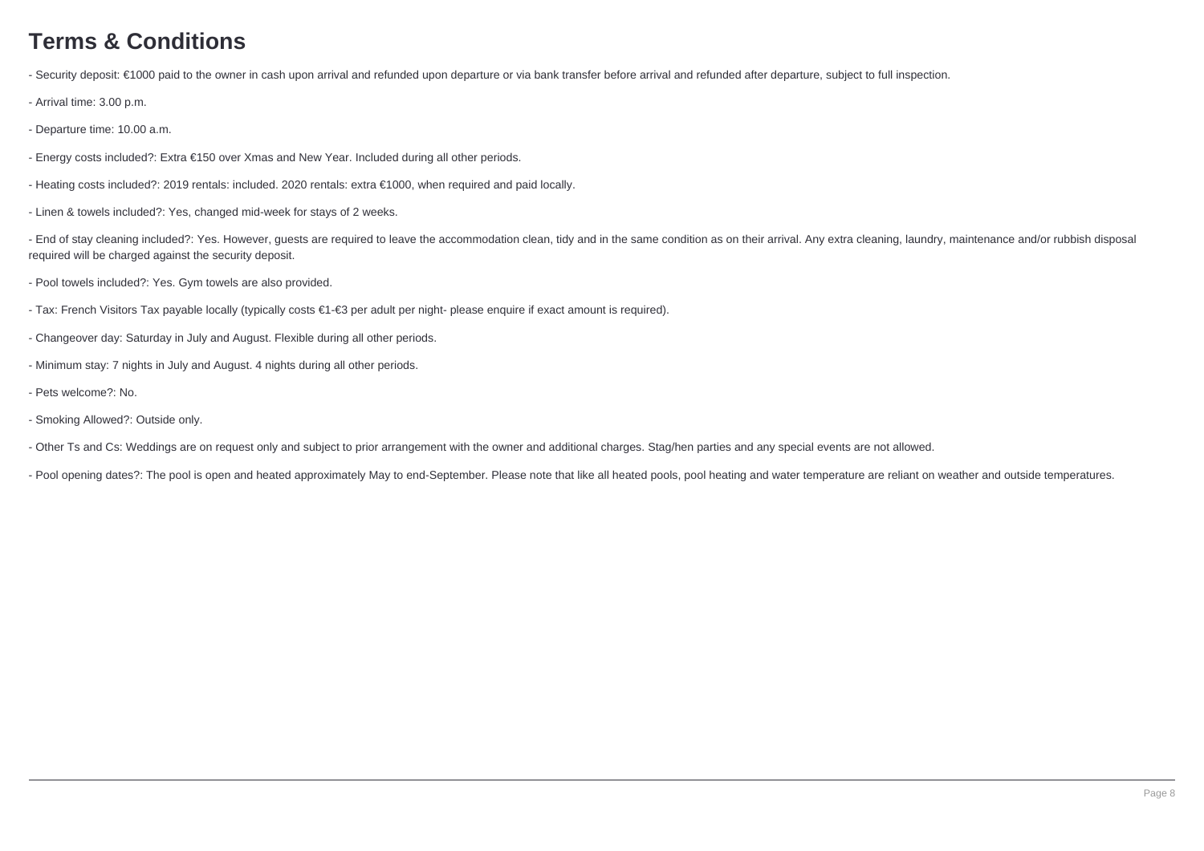# Terms & Conditions

- Security deposit: €1000 paid to the owner in cash upon arrival and refunded upon departure or via bank transfer before arrival and refunded after departure, subject to full inspection.

- Arrival time: 3.00 p.m.

- Departure time: 10.00 a.m.

- Energy costs included?: Extra €150 over Xmas and New Year. Included during all other periods.

- Heating costs included?: 2019 rentals: included. 2020 rentals: extra €1000, when required and paid locally.

- Linen & towels included?: Yes, changed mid-week for stays of 2 weeks.

- End of stay cleaning included?: Yes. However, guests are required to leave the accommodation clean, tidy and in the same condition as on their arrival. Any extra cleaning, laundry, maintenance and/or rubbish disposal required will be charged against the security deposit.

- Pool towels included?: Yes. Gym towels are also provided.

- Tax: French Visitors Tax payable locally (typically costs €1-€3 per adult per night- please enquire if exact amount is required).

- Changeover day: Saturday in July and August. Flexible during all other periods.

- Minimum stay: 7 nights in July and August. 4 nights during all other periods.

- Pets welcome?: No.

- Smoking Allowed?: Outside only.

- Other Ts and Cs: Weddings are on request only and subject to prior arrangement with the owner and additional charges. Stag/hen parties and any special events are not allowed.

- Pool opening dates?: The pool is open and heated approximately May to end-September. Please note that like all heated pools, pool heating and water temperature are reliant on weather and outside temperatures.